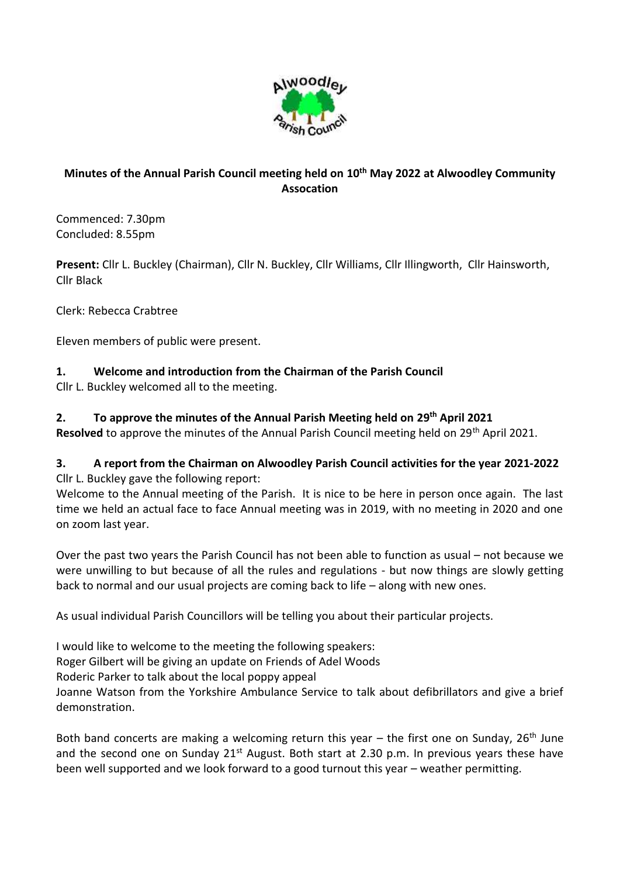**Minutes of the Annual Parish Council meeting held on 10th May 2022 at Alwoodley Community Assocation**

Commenced: 7.30pm
Concluded: 8.55pm

**Present:** Cllr L. Buckley (Chairman), Cllr N. Buckley, Cllr Williams, Cllr Illingworth, Cllr Hainsworth, Cllr Black

Clerk: Rebecca Crabtree

Eleven members of public were present.

## 1. Welcome and introduction from the Chairman of the Parish Council

Cllr L. Buckley welcomed all to the meeting.

## 2. To approve the minutes of the Annual Parish Meeting held on 29th April 2021

**Resolved** to approve the minutes of the Annual Parish Council meeting held on 29th April 2021.

## 3. A report from the Chairman on Alwoodley Parish Council activities for the year 2021-2022

Cllr L. Buckley gave the following report:

Welcome to the Annual meeting of the Parish. It is nice to be here in person once again. The last time we held an actual face to face Annual meeting was in 2019, with no meeting in 2020 and one on zoom last year.

Over the past two years the Parish Council has not been able to function as usual – not because we were unwilling to but because of all the rules and regulations - but now things are slowly getting back to normal and our usual projects are coming back to life – along with new ones.

As usual individual Parish Councillors will be telling you about their particular projects.

I would like to welcome to the meeting the following speakers:
Roger Gilbert will be giving an update on Friends of Adel Woods
Roderic Parker to talk about the local poppy appeal
Joanne Watson from the Yorkshire Ambulance Service to talk about defibrillators and give a brief demonstration.

Both band concerts are making a welcoming return this year – the first one on Sunday, 26th June and the second one on Sunday 21st August. Both start at 2.30 p.m. In previous years these have been well supported and we look forward to a good turnout this year – weather permitting.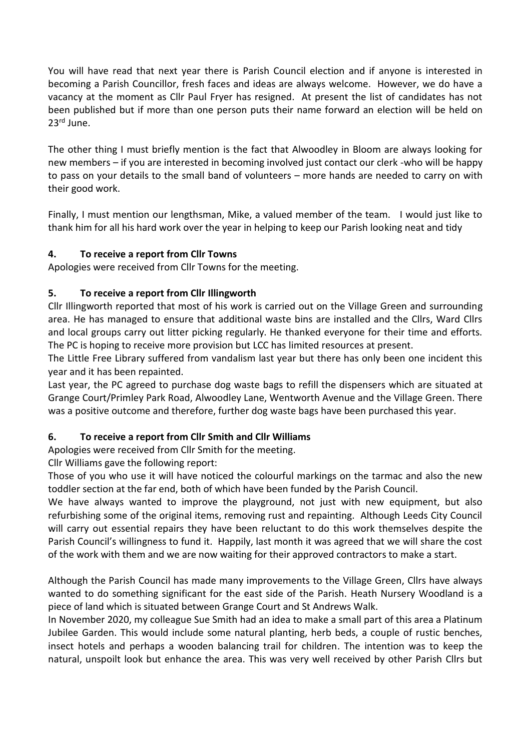You will have read that next year there is Parish Council election and if anyone is interested in becoming a Parish Councillor, fresh faces and ideas are always welcome. However, we do have a vacancy at the moment as Cllr Paul Fryer has resigned. At present the list of candidates has not been published but if more than one person puts their name forward an election will be held on 23rd June.

The other thing I must briefly mention is the fact that Alwoodley in Bloom are always looking for new members – if you are interested in becoming involved just contact our clerk -who will be happy to pass on your details to the small band of volunteers – more hands are needed to carry on with their good work.

Finally, I must mention our lengthsman, Mike, a valued member of the team. I would just like to thank him for all his hard work over the year in helping to keep our Parish looking neat and tidy

### 4. To receive a report from Cllr Towns

Apologies were received from Cllr Towns for the meeting.

### 5. To receive a report from Cllr Illingworth

Cllr Illingworth reported that most of his work is carried out on the Village Green and surrounding area. He has managed to ensure that additional waste bins are installed and the Cllrs, Ward Cllrs and local groups carry out litter picking regularly. He thanked everyone for their time and efforts. The PC is hoping to receive more provision but LCC has limited resources at present.

The Little Free Library suffered from vandalism last year but there has only been one incident this year and it has been repainted.

Last year, the PC agreed to purchase dog waste bags to refill the dispensers which are situated at Grange Court/Primley Park Road, Alwoodley Lane, Wentworth Avenue and the Village Green. There was a positive outcome and therefore, further dog waste bags have been purchased this year.

### 6. To receive a report from Cllr Smith and Cllr Williams

Apologies were received from Cllr Smith for the meeting.

Cllr Williams gave the following report:

Those of you who use it will have noticed the colourful markings on the tarmac and also the new toddler section at the far end, both of which have been funded by the Parish Council.

We have always wanted to improve the playground, not just with new equipment, but also refurbishing some of the original items, removing rust and repainting. Although Leeds City Council will carry out essential repairs they have been reluctant to do this work themselves despite the Parish Council's willingness to fund it. Happily, last month it was agreed that we will share the cost of the work with them and we are now waiting for their approved contractors to make a start.

Although the Parish Council has made many improvements to the Village Green, Cllrs have always wanted to do something significant for the east side of the Parish. Heath Nursery Woodland is a piece of land which is situated between Grange Court and St Andrews Walk.

In November 2020, my colleague Sue Smith had an idea to make a small part of this area a Platinum Jubilee Garden. This would include some natural planting, herb beds, a couple of rustic benches, insect hotels and perhaps a wooden balancing trail for children. The intention was to keep the natural, unspoilt look but enhance the area. This was very well received by other Parish Cllrs but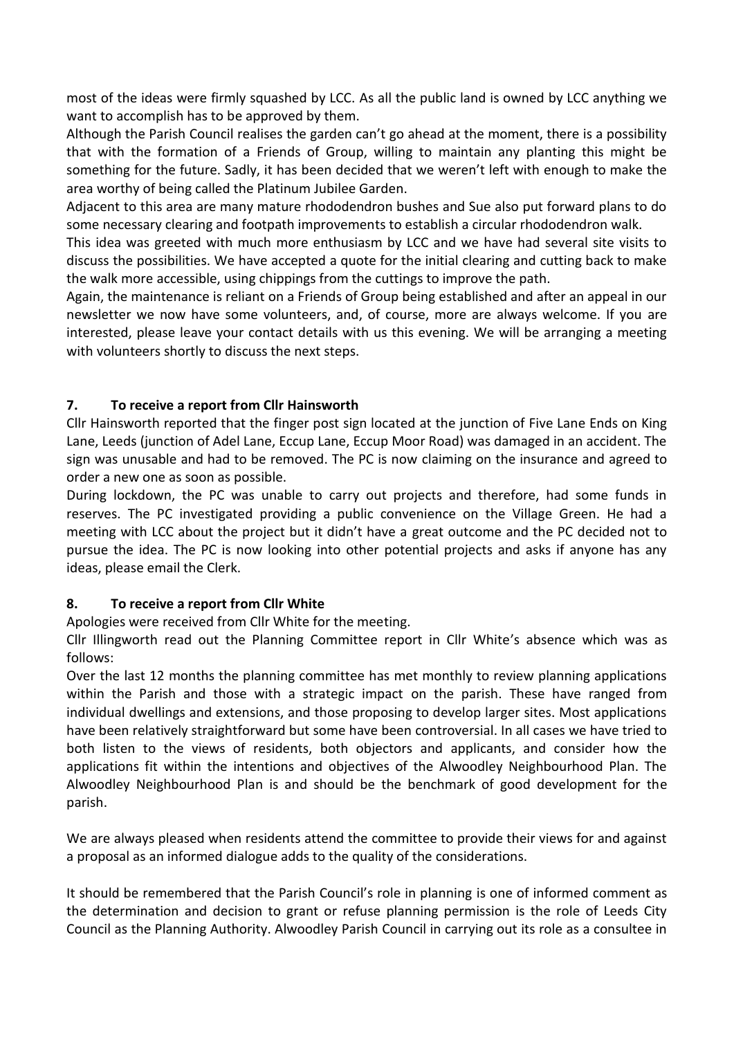most of the ideas were firmly squashed by LCC. As all the public land is owned by LCC anything we want to accomplish has to be approved by them.

Although the Parish Council realises the garden can't go ahead at the moment, there is a possibility that with the formation of a Friends of Group, willing to maintain any planting this might be something for the future. Sadly, it has been decided that we weren't left with enough to make the area worthy of being called the Platinum Jubilee Garden.

Adjacent to this area are many mature rhododendron bushes and Sue also put forward plans to do some necessary clearing and footpath improvements to establish a circular rhododendron walk.

This idea was greeted with much more enthusiasm by LCC and we have had several site visits to discuss the possibilities. We have accepted a quote for the initial clearing and cutting back to make the walk more accessible, using chippings from the cuttings to improve the path.

Again, the maintenance is reliant on a Friends of Group being established and after an appeal in our newsletter we now have some volunteers, and, of course, more are always welcome. If you are interested, please leave your contact details with us this evening. We will be arranging a meeting with volunteers shortly to discuss the next steps.

## 7. To receive a report from Cllr Hainsworth

Cllr Hainsworth reported that the finger post sign located at the junction of Five Lane Ends on King Lane, Leeds (junction of Adel Lane, Eccup Lane, Eccup Moor Road) was damaged in an accident. The sign was unusable and had to be removed. The PC is now claiming on the insurance and agreed to order a new one as soon as possible.

During lockdown, the PC was unable to carry out projects and therefore, had some funds in reserves. The PC investigated providing a public convenience on the Village Green. He had a meeting with LCC about the project but it didn't have a great outcome and the PC decided not to pursue the idea. The PC is now looking into other potential projects and asks if anyone has any ideas, please email the Clerk.

## 8. To receive a report from Cllr White

Apologies were received from Cllr White for the meeting.

Cllr Illingworth read out the Planning Committee report in Cllr White's absence which was as follows:

Over the last 12 months the planning committee has met monthly to review planning applications within the Parish and those with a strategic impact on the parish. These have ranged from individual dwellings and extensions, and those proposing to develop larger sites. Most applications have been relatively straightforward but some have been controversial. In all cases we have tried to both listen to the views of residents, both objectors and applicants, and consider how the applications fit within the intentions and objectives of the Alwoodley Neighbourhood Plan. The Alwoodley Neighbourhood Plan is and should be the benchmark of good development for the parish.

We are always pleased when residents attend the committee to provide their views for and against a proposal as an informed dialogue adds to the quality of the considerations.

It should be remembered that the Parish Council's role in planning is one of informed comment as the determination and decision to grant or refuse planning permission is the role of Leeds City Council as the Planning Authority. Alwoodley Parish Council in carrying out its role as a consultee in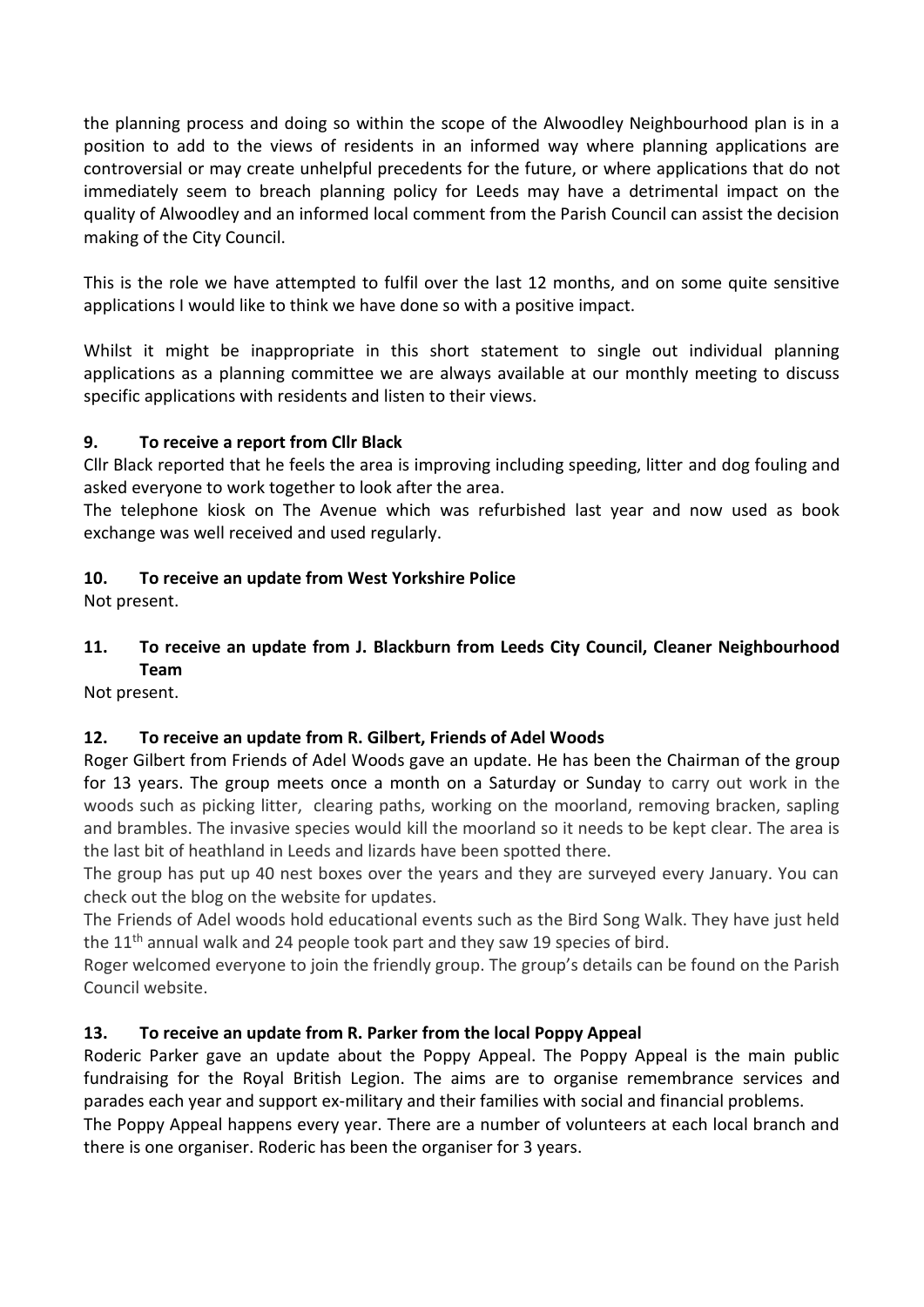the planning process and doing so within the scope of the Alwoodley Neighbourhood plan is in a position to add to the views of residents in an informed way where planning applications are controversial or may create unhelpful precedents for the future, or where applications that do not immediately seem to breach planning policy for Leeds may have a detrimental impact on the quality of Alwoodley and an informed local comment from the Parish Council can assist the decision making of the City Council.

This is the role we have attempted to fulfil over the last 12 months, and on some quite sensitive applications I would like to think we have done so with a positive impact.

Whilst it might be inappropriate in this short statement to single out individual planning applications as a planning committee we are always available at our monthly meeting to discuss specific applications with residents and listen to their views.

**9. To receive a report from Cllr Black**

Cllr Black reported that he feels the area is improving including speeding, litter and dog fouling and asked everyone to work together to look after the area.

The telephone kiosk on The Avenue which was refurbished last year and now used as book exchange was well received and used regularly.

**10. To receive an update from West Yorkshire Police**

Not present.

**11. To receive an update from J. Blackburn from Leeds City Council, Cleaner Neighbourhood Team**

Not present.

**12. To receive an update from R. Gilbert, Friends of Adel Woods**

Roger Gilbert from Friends of Adel Woods gave an update. He has been the Chairman of the group for 13 years. The group meets once a month on a Saturday or Sunday to carry out work in the woods such as picking litter, clearing paths, working on the moorland, removing bracken, sapling and brambles. The invasive species would kill the moorland so it needs to be kept clear. The area is the last bit of heathland in Leeds and lizards have been spotted there.

The group has put up 40 nest boxes over the years and they are surveyed every January. You can check out the blog on the website for updates.

The Friends of Adel woods hold educational events such as the Bird Song Walk. They have just held the 11th annual walk and 24 people took part and they saw 19 species of bird.

Roger welcomed everyone to join the friendly group. The group's details can be found on the Parish Council website.

**13. To receive an update from R. Parker from the local Poppy Appeal**

Roderic Parker gave an update about the Poppy Appeal. The Poppy Appeal is the main public fundraising for the Royal British Legion. The aims are to organise remembrance services and parades each year and support ex-military and their families with social and financial problems.

The Poppy Appeal happens every year. There are a number of volunteers at each local branch and there is one organiser. Roderic has been the organiser for 3 years.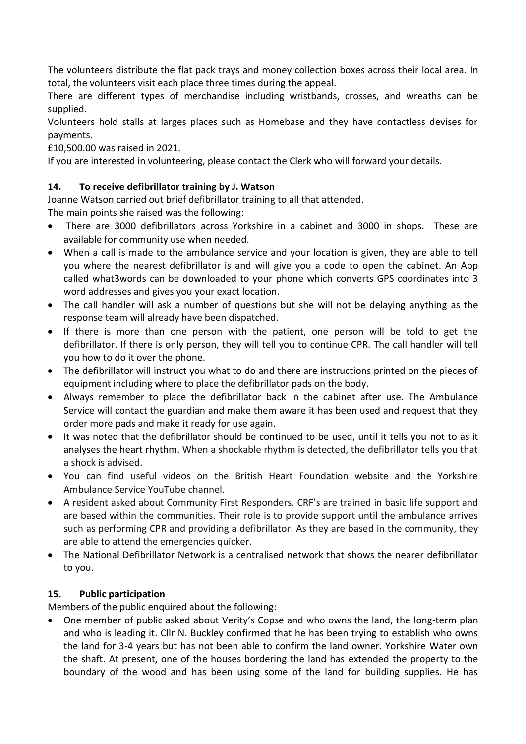The volunteers distribute the flat pack trays and money collection boxes across their local area. In total, the volunteers visit each place three times during the appeal.

There are different types of merchandise including wristbands, crosses, and wreaths can be supplied.

Volunteers hold stalls at larges places such as Homebase and they have contactless devises for payments.

£10,500.00 was raised in 2021.

If you are interested in volunteering, please contact the Clerk who will forward your details.

### 14. To receive defibrillator training by J. Watson

Joanne Watson carried out brief defibrillator training to all that attended.

The main points she raised was the following:

- There are 3000 defibrillators across Yorkshire in a cabinet and 3000 in shops. These are available for community use when needed.
- When a call is made to the ambulance service and your location is given, they are able to tell you where the nearest defibrillator is and will give you a code to open the cabinet. An App called what3words can be downloaded to your phone which converts GPS coordinates into 3 word addresses and gives you your exact location.
- The call handler will ask a number of questions but she will not be delaying anything as the response team will already have been dispatched.
- If there is more than one person with the patient, one person will be told to get the defibrillator. If there is only person, they will tell you to continue CPR. The call handler will tell you how to do it over the phone.
- The defibrillator will instruct you what to do and there are instructions printed on the pieces of equipment including where to place the defibrillator pads on the body.
- Always remember to place the defibrillator back in the cabinet after use. The Ambulance Service will contact the guardian and make them aware it has been used and request that they order more pads and make it ready for use again.
- It was noted that the defibrillator should be continued to be used, until it tells you not to as it analyses the heart rhythm. When a shockable rhythm is detected, the defibrillator tells you that a shock is advised.
- You can find useful videos on the British Heart Foundation website and the Yorkshire Ambulance Service YouTube channel.
- A resident asked about Community First Responders. CRF's are trained in basic life support and are based within the communities. Their role is to provide support until the ambulance arrives such as performing CPR and providing a defibrillator. As they are based in the community, they are able to attend the emergencies quicker.
- The National Defibrillator Network is a centralised network that shows the nearer defibrillator to you.

### 15. Public participation

Members of the public enquired about the following:

- One member of public asked about Verity's Copse and who owns the land, the long-term plan and who is leading it. Cllr N. Buckley confirmed that he has been trying to establish who owns the land for 3-4 years but has not been able to confirm the land owner. Yorkshire Water own the shaft. At present, one of the houses bordering the land has extended the property to the boundary of the wood and has been using some of the land for building supplies. He has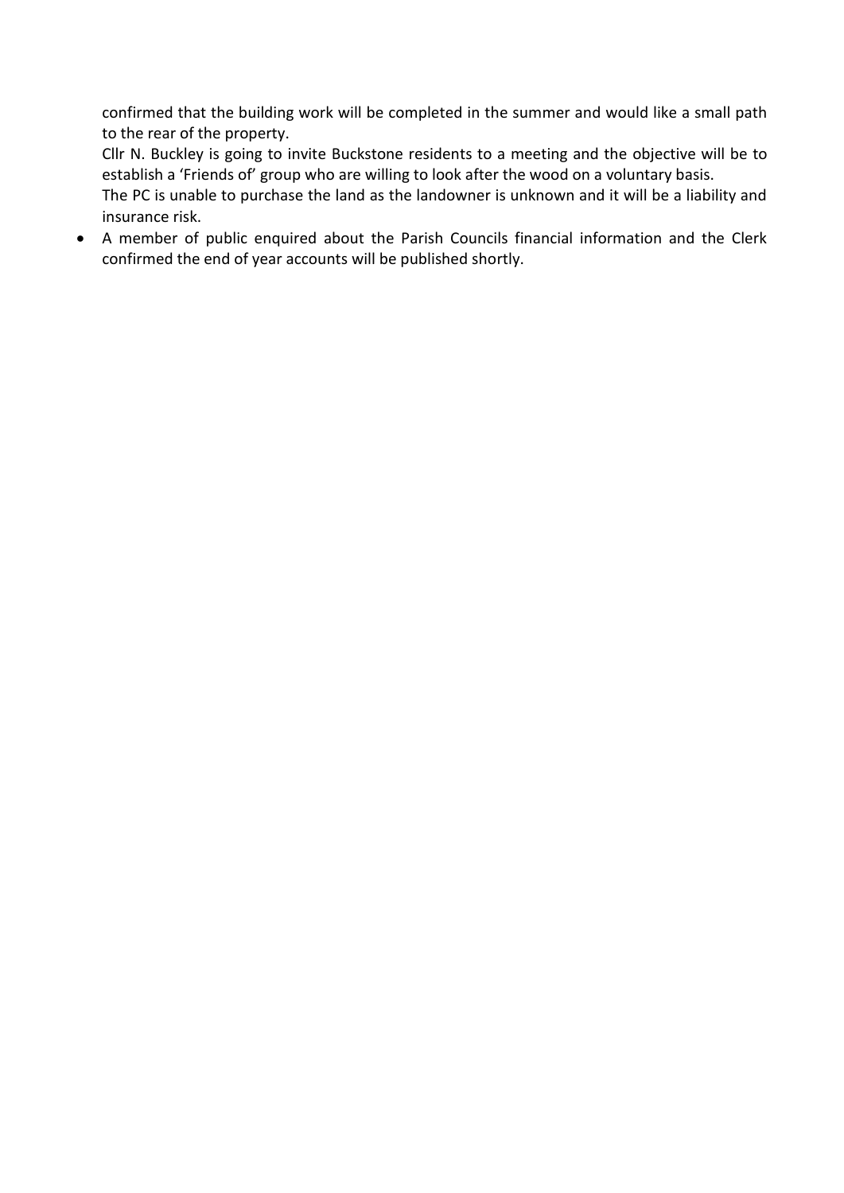confirmed that the building work will be completed in the summer and would like a small path to the rear of the property.

Cllr N. Buckley is going to invite Buckstone residents to a meeting and the objective will be to establish a 'Friends of' group who are willing to look after the wood on a voluntary basis.

The PC is unable to purchase the land as the landowner is unknown and it will be a liability and insurance risk.

- A member of public enquired about the Parish Councils financial information and the Clerk confirmed the end of year accounts will be published shortly.